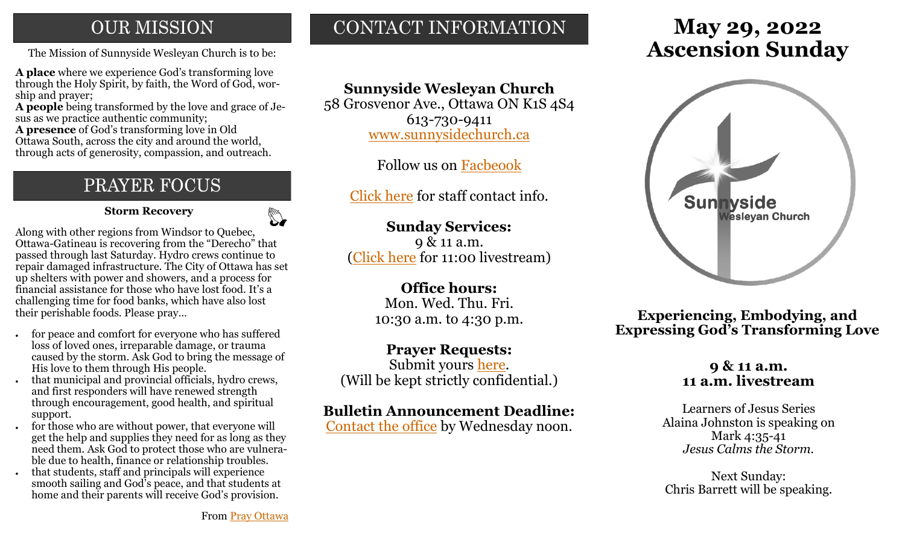## OUR MISSION

The Mission of Sunnyside Wesleyan Church is to be:

**A place** where we experience God's transforming love through the Holy Spirit, by faith, the Word of God, worship and prayer;
**A people** being transformed by the love and grace of Jesus as we practice authentic community;
**A presence** of God's transforming love in Old Ottawa South, across the city and around the world, through acts of generosity, compassion, and outreach.

## PRAYER FOCUS

**Storm Recovery**

Along with other regions from Windsor to Quebec, Ottawa-Gatineau is recovering from the "Derecho" that passed through last Saturday. Hydro crews continue to repair damaged infrastructure. The City of Ottawa has set up shelters with power and showers, and a process for financial assistance for those who have lost food. It's a challenging time for food banks, which have also lost their perishable foods. Please pray…

- for peace and comfort for everyone who has suffered loss of loved ones, irreparable damage, or trauma caused by the storm. Ask God to bring the message of His love to them through His people.
- that municipal and provincial officials, hydro crews, and first responders will have renewed strength through encouragement, good health, and spiritual support.
- for those who are without power, that everyone will get the help and supplies they need for as long as they need them. Ask God to protect those who are vulnerable due to health, finance or relationship troubles.
- that students, staff and principals will experience smooth sailing and God's peace, and that students at home and their parents will receive God's provision.

From Pray Ottawa

## CONTACT INFORMATION

**Sunnyside Wesleyan Church**
58 Grosvenor Ave., Ottawa ON K1S 4S4
613-730-9411
www.sunnysidechurch.ca

Follow us on Facbeook

Click here for staff contact info.

**Sunday Services:**
9 & 11 a.m.
(Click here for 11:00 livestream)

**Office hours:**
Mon. Wed. Thu. Fri.
10:30 a.m. to 4:30 p.m.

**Prayer Requests:**
Submit yours here.
(Will be kept strictly confidential.)

**Bulletin Announcement Deadline:**
Contact the office by Wednesday noon.

# May 29, 2022
# Ascension Sunday

Sunnyside
Wesleyan Church

### Experiencing, Embodying, and Expressing God's Transforming Love

**9 & 11 a.m.**
**11 a.m. livestream**

Learners of Jesus Series
Alaina Johnston is speaking on
Mark 4:35-41
*Jesus Calms the Storm.*

Next Sunday:
Chris Barrett will be speaking.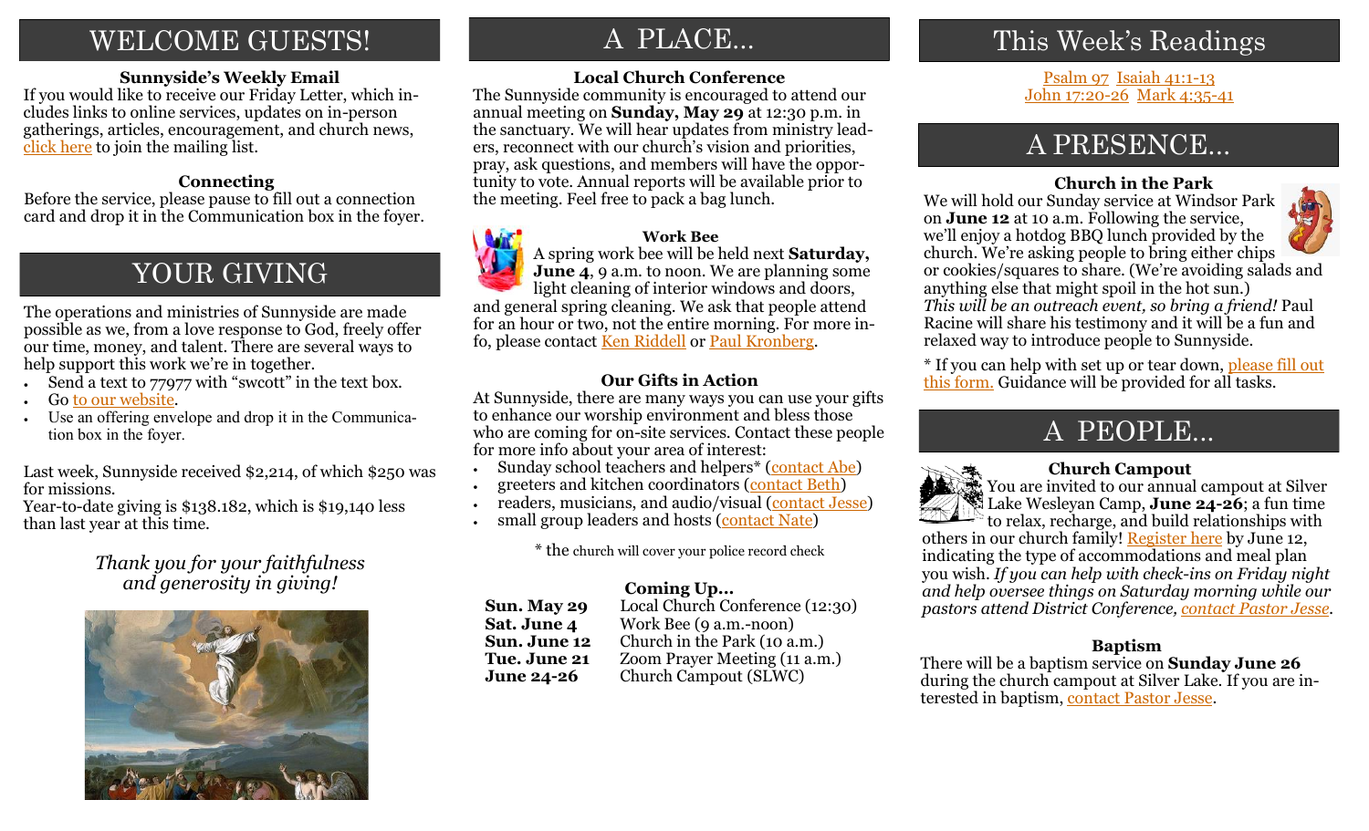# WELCOME GUESTS!

### Sunnyside's Weekly Email

If you would like to receive our Friday Letter, which includes links to online services, updates on in-person gatherings, articles, encouragement, and church news, click here to join the mailing list.

### Connecting

Before the service, please pause to fill out a connection card and drop it in the Communication box in the foyer.

# YOUR GIVING

The operations and ministries of Sunnyside are made possible as we, from a love response to God, freely offer our time, money, and talent. There are several ways to help support this work we're in together.

- Send a text to 77977 with "swcott" in the text box.
- Go to our website.
- Use an offering envelope and drop it in the Communication box in the foyer.

Last week, Sunnyside received $2,214, of which $250 was for missions.

Year-to-date giving is $138.182, which is $19,140 less than last year at this time.

*Thank you for your faithfulness and generosity in giving!*

# A PLACE...

### Local Church Conference

The Sunnyside community is encouraged to attend our annual meeting on **Sunday, May 29** at 12:30 p.m. in the sanctuary. We will hear updates from ministry leaders, reconnect with our church's vision and priorities, pray, ask questions, and members will have the opportunity to vote. Annual reports will be available prior to the meeting. Feel free to pack a bag lunch.

### Work Bee

A spring work bee will be held next **Saturday, June 4**, 9 a.m. to noon. We are planning some light cleaning of interior windows and doors, and general spring cleaning. We ask that people attend for an hour or two, not the entire morning. For more info, please contact Ken Riddell or Paul Kronberg.

### Our Gifts in Action

At Sunnyside, there are many ways you can use your gifts to enhance our worship environment and bless those who are coming for on-site services. Contact these people for more info about your area of interest:

- Sunday school teachers and helpers* (contact Abe)
- greeters and kitchen coordinators (contact Beth)
- readers, musicians, and audio/visual (contact Jesse)
- small group leaders and hosts (contact Nate)

\* the church will cover your police record check

### Coming Up...

| | |
|---|---|
| **Sun. May 29** | Local Church Conference (12:30) |
| **Sat. June 4** | Work Bee (9 a.m.-noon) |
| **Sun. June 12** | Church in the Park (10 a.m.) |
| **Tue. June 21** | Zoom Prayer Meeting (11 a.m.) |
| **June 24-26** | Church Campout (SLWC) |

# This Week's Readings

Psalm 97 Isaiah 41:1-13
John 17:20-26 Mark 4:35-41

# A PRESENCE...

### Church in the Park

We will hold our Sunday service at Windsor Park on **June 12** at 10 a.m. Following the service, we'll enjoy a hotdog BBQ lunch provided by the church. We're asking people to bring either chips or cookies/squares to share. (We're avoiding salads and anything else that might spoil in the hot sun.) *This will be an outreach event, so bring a friend!* Paul Racine will share his testimony and it will be a fun and relaxed way to introduce people to Sunnyside.

\* If you can help with set up or tear down, please fill out this form. Guidance will be provided for all tasks.

# A PEOPLE...

### Church Campout

You are invited to our annual campout at Silver Lake Wesleyan Camp, **June 24-26**; a fun time to relax, recharge, and build relationships with others in our church family! Register here by June 12, indicating the type of accommodations and meal plan you wish. *If you can help with check-ins on Friday night and help oversee things on Saturday morning while our pastors attend District Conference, contact Pastor Jesse.*

### Baptism

There will be a baptism service on **Sunday June 26** during the church campout at Silver Lake. If you are interested in baptism, contact Pastor Jesse.